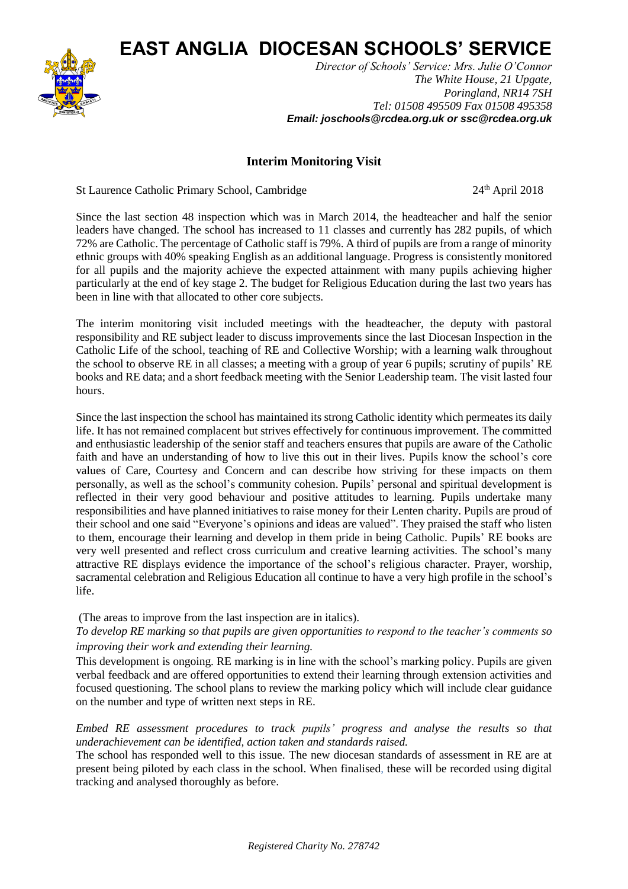# EAST ANGLIA DIOCESAN SCHOOLS' SERVICE

*Director of Schools' Service: Mrs. Julie O'Connor*
*The White House, 21 Upgate,*
*Poringland, NR14 7SH*
*Tel: 01508 495509 Fax 01508 495358*
***Email: joschools@rcdea.org.uk or ssc@rcdea.org.uk***

## Interim Monitoring Visit

St Laurence Catholic Primary School, Cambridge 24th April 2018

Since the last section 48 inspection which was in March 2014, the headteacher and half the senior leaders have changed. The school has increased to 11 classes and currently has 282 pupils, of which 72% are Catholic. The percentage of Catholic staff is 79%. A third of pupils are from a range of minority ethnic groups with 40% speaking English as an additional language. Progress is consistently monitored for all pupils and the majority achieve the expected attainment with many pupils achieving higher particularly at the end of key stage 2. The budget for Religious Education during the last two years has been in line with that allocated to other core subjects.

The interim monitoring visit included meetings with the headteacher, the deputy with pastoral responsibility and RE subject leader to discuss improvements since the last Diocesan Inspection in the Catholic Life of the school, teaching of RE and Collective Worship; with a learning walk throughout the school to observe RE in all classes; a meeting with a group of year 6 pupils; scrutiny of pupils' RE books and RE data; and a short feedback meeting with the Senior Leadership team. The visit lasted four hours.

Since the last inspection the school has maintained its strong Catholic identity which permeates its daily life. It has not remained complacent but strives effectively for continuous improvement. The committed and enthusiastic leadership of the senior staff and teachers ensures that pupils are aware of the Catholic faith and have an understanding of how to live this out in their lives. Pupils know the school's core values of Care, Courtesy and Concern and can describe how striving for these impacts on them personally, as well as the school's community cohesion. Pupils' personal and spiritual development is reflected in their very good behaviour and positive attitudes to learning. Pupils undertake many responsibilities and have planned initiatives to raise money for their Lenten charity. Pupils are proud of their school and one said "Everyone's opinions and ideas are valued". They praised the staff who listen to them, encourage their learning and develop in them pride in being Catholic. Pupils' RE books are very well presented and reflect cross curriculum and creative learning activities. The school's many attractive RE displays evidence the importance of the school's religious character. Prayer, worship, sacramental celebration and Religious Education all continue to have a very high profile in the school's life.

(The areas to improve from the last inspection are in italics).

*To develop RE marking so that pupils are given opportunities to respond to the teacher's comments so improving their work and extending their learning.*

This development is ongoing. RE marking is in line with the school's marking policy. Pupils are given verbal feedback and are offered opportunities to extend their learning through extension activities and focused questioning. The school plans to review the marking policy which will include clear guidance on the number and type of written next steps in RE.

*Embed RE assessment procedures to track pupils' progress and analyse the results so that underachievement can be identified, action taken and standards raised.*

The school has responded well to this issue. The new diocesan standards of assessment in RE are at present being piloted by each class in the school. When finalised, these will be recorded using digital tracking and analysed thoroughly as before.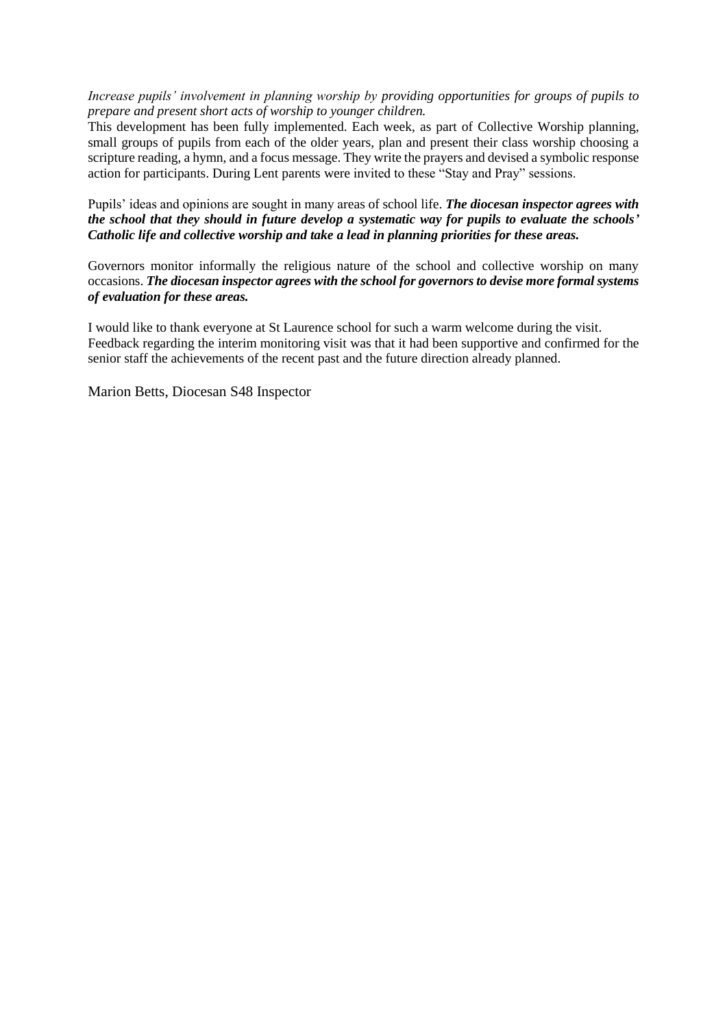*Increase pupils' involvement in planning worship by providing opportunities for groups of pupils to prepare and present short acts of worship to younger children.*
This development has been fully implemented. Each week, as part of Collective Worship planning, small groups of pupils from each of the older years, plan and present their class worship choosing a scripture reading, a hymn, and a focus message. They write the prayers and devised a symbolic response action for participants. During Lent parents were invited to these "Stay and Pray" sessions.

Pupils' ideas and opinions are sought in many areas of school life. ***The diocesan inspector agrees with the school that they should in future develop a systematic way for pupils to evaluate the schools' Catholic life and collective worship and take a lead in planning priorities for these areas.***

Governors monitor informally the religious nature of the school and collective worship on many occasions. ***The diocesan inspector agrees with the school for governors to devise more formal systems of evaluation for these areas.***

I would like to thank everyone at St Laurence school for such a warm welcome during the visit. Feedback regarding the interim monitoring visit was that it had been supportive and confirmed for the senior staff the achievements of the recent past and the future direction already planned.

Marion Betts, Diocesan S48 Inspector